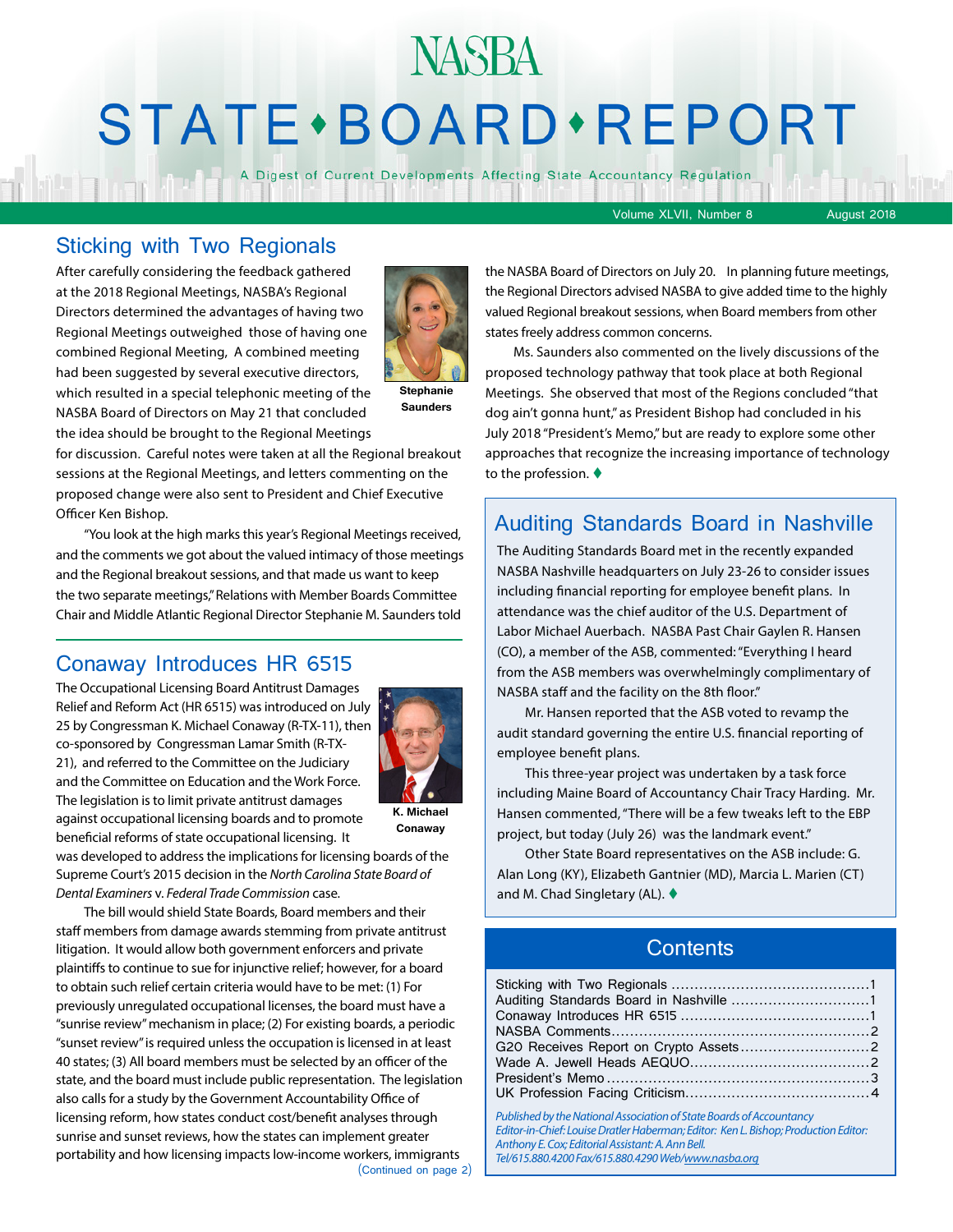# NASBA STATE • BOARD • REPORT

A Digest of Current Developments Affecting State Accountancy Regulation

Volume XLVII, Number 8 August 2018

## Sticking with Two Regionals

After carefully considering the feedback gathered at the 2018 Regional Meetings, NASBA's Regional Directors determined the advantages of having two Regional Meetings outweighed those of having one combined Regional Meeting, A combined meeting had been suggested by several executive directors, which resulted in a special telephonic meeting of the NASBA Board of Directors on May 21 that concluded the idea should be brought to the Regional Meetings for discussion. Careful notes were taken at all the Regional breakout sessions at the Regional Meetings, and letters commenting on the proposed change were also sent to President and Chief Executive Officer Ken Bishop.

**Stephanie Saunders**

"You look at the high marks this year's Regional Meetings received, and the comments we got about the valued intimacy of those meetings and the Regional breakout sessions, and that made us want to keep the two separate meetings," Relations with Member Boards Committee Chair and Middle Atlantic Regional Director Stephanie M. Saunders told the NASBA Board of Directors on July 20. In planning future meetings, the Regional Directors advised NASBA to give added time to the highly valued Regional breakout sessions, when Board members from other states freely address common concerns.

Ms. Saunders also commented on the lively discussions of the proposed technology pathway that took place at both Regional Meetings. She observed that most of the Regions concluded "that dog ain't gonna hunt," as President Bishop had concluded in his July 2018 "President's Memo," but are ready to explore some other approaches that recognize the increasing importance of technology to the profession. ♦

## Conaway Introduces HR 6515

The Occupational Licensing Board Antitrust Damages Relief and Reform Act (HR 6515) was introduced on July 25 by Congressman K. Michael Conaway (R-TX-11), then co-sponsored by Congressman Lamar Smith (R-TX-21), and referred to the Committee on the Judiciary and the Committee on Education and the Work Force. The legislation is to limit private antitrust damages against occupational licensing boards and to promote beneficial reforms of state occupational licensing. It was developed to address the implications for licensing boards of the Supreme Court's 2015 decision in the *North Carolina State Board of Dental Examiners* v. *Federal Trade Commission* case.

**K. Michael Conaway**

The bill would shield State Boards, Board members and their staff members from damage awards stemming from private antitrust litigation. It would allow both government enforcers and private plaintiffs to continue to sue for injunctive relief; however, for a board to obtain such relief certain criteria would have to be met: (1) For previously unregulated occupational licenses, the board must have a "sunrise review" mechanism in place; (2) For existing boards, a periodic "sunset review" is required unless the occupation is licensed in at least 40 states; (3) All board members must be selected by an officer of the state, and the board must include public representation. The legislation also calls for a study by the Government Accountability Office of licensing reform, how states conduct cost/benefit analyses through sunrise and sunset reviews, how the states can implement greater portability and how licensing impacts low-income workers, immigrants

(Continued on page 2)

## Auditing Standards Board in Nashville

The Auditing Standards Board met in the recently expanded NASBA Nashville headquarters on July 23-26 to consider issues including financial reporting for employee benefit plans. In attendance was the chief auditor of the U.S. Department of Labor Michael Auerbach. NASBA Past Chair Gaylen R. Hansen (CO), a member of the ASB, commented: "Everything I heard from the ASB members was overwhelmingly complimentary of NASBA staff and the facility on the 8th floor."

Mr. Hansen reported that the ASB voted to revamp the audit standard governing the entire U.S. financial reporting of employee benefit plans.

This three-year project was undertaken by a task force including Maine Board of Accountancy Chair Tracy Harding. Mr. Hansen commented, "There will be a few tweaks left to the EBP project, but today (July 26) was the landmark event."

Other State Board representatives on the ASB include: G. Alan Long (KY), Elizabeth Gantnier (MD), Marcia L. Marien (CT) and M. Chad Singletary (AL). ♦

## Contents

| | |
|---|---|
| Sticking with Two Regionals | 1 |
| Auditing Standards Board in Nashville | 1 |
| Conaway Introduces HR 6515 | 1 |
| NASBA Comments | 2 |
| G20 Receives Report on Crypto Assets | 2 |
| Wade A. Jewell Heads AEQUO | 2 |
| President's Memo | 3 |
| UK Profession Facing Criticism | 4 |

*Published by the National Association of State Boards of Accountancy*
*Editor-in-Chief: Louise Dratler Haberman; Editor: Ken L. Bishop; Production Editor: Anthony E. Cox; Editorial Assistant: A. Ann Bell.*
*Tel/615.880.4200 Fax/615.880.4290 Web/www.nasba.org*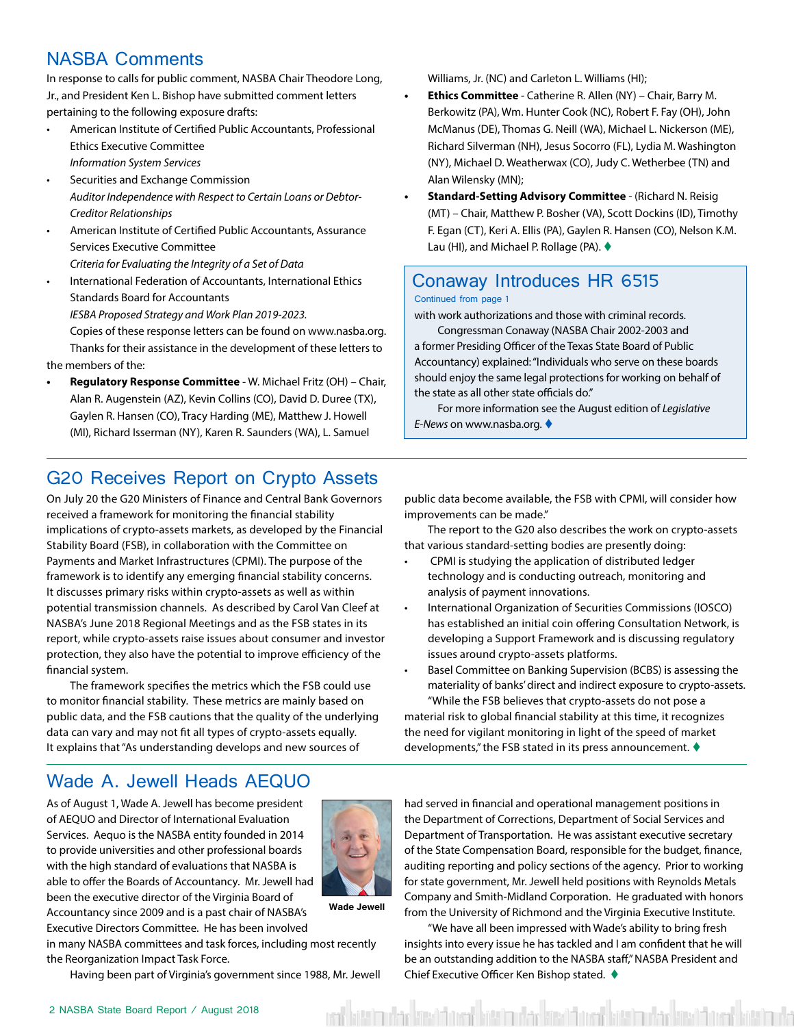## NASBA Comments

In response to calls for public comment, NASBA Chair Theodore Long, Jr., and President Ken L. Bishop have submitted comment letters pertaining to the following exposure drafts:

- American Institute of Certified Public Accountants, Professional Ethics Executive Committee
  *Information System Services*
- Securities and Exchange Commission
  *Auditor Independence with Respect to Certain Loans or Debtor-Creditor Relationships*
- American Institute of Certified Public Accountants, Assurance Services Executive Committee
  *Criteria for Evaluating the Integrity of a Set of Data*
- International Federation of Accountants, International Ethics Standards Board for Accountants
  *IESBA Proposed Strategy and Work Plan 2019-2023.*

Copies of these response letters can be found on www.nasba.org.

Thanks for their assistance in the development of these letters to the members of the:

- **Regulatory Response Committee** - W. Michael Fritz (OH) – Chair, Alan R. Augenstein (AZ), Kevin Collins (CO), David D. Duree (TX), Gaylen R. Hansen (CO), Tracy Harding (ME), Matthew J. Howell (MI), Richard Isserman (NY), Karen R. Saunders (WA), L. Samuel Williams, Jr. (NC) and Carleton L. Williams (HI);
- **Ethics Committee** - Catherine R. Allen (NY) – Chair, Barry M. Berkowitz (PA), Wm. Hunter Cook (NC), Robert F. Fay (OH), John McManus (DE), Thomas G. Neill (WA), Michael L. Nickerson (ME), Richard Silverman (NH), Jesus Socorro (FL), Lydia M. Washington (NY), Michael D. Weatherwax (CO), Judy C. Wetherbee (TN) and Alan Wilensky (MN);
- **Standard-Setting Advisory Committee** - (Richard N. Reisig (MT) – Chair, Matthew P. Bosher (VA), Scott Dockins (ID), Timothy F. Egan (CT), Keri A. Ellis (PA), Gaylen R. Hansen (CO), Nelson K.M. Lau (HI), and Michael P. Rollage (PA). ♦

## Conaway Introduces HR 6515

Continued from page 1

with work authorizations and those with criminal records.

Congressman Conaway (NASBA Chair 2002-2003 and a former Presiding Officer of the Texas State Board of Public Accountancy) explained: "Individuals who serve on these boards should enjoy the same legal protections for working on behalf of the state as all other state officials do."

For more information see the August edition of *Legislative E-News* on www.nasba.org. ♦

## G20 Receives Report on Crypto Assets

On July 20 the G20 Ministers of Finance and Central Bank Governors received a framework for monitoring the financial stability implications of crypto-assets markets, as developed by the Financial Stability Board (FSB), in collaboration with the Committee on Payments and Market Infrastructures (CPMI). The purpose of the framework is to identify any emerging financial stability concerns. It discusses primary risks within crypto-assets as well as within potential transmission channels. As described by Carol Van Cleef at NASBA's June 2018 Regional Meetings and as the FSB states in its report, while crypto-assets raise issues about consumer and investor protection, they also have the potential to improve efficiency of the financial system.

The framework specifies the metrics which the FSB could use to monitor financial stability. These metrics are mainly based on public data, and the FSB cautions that the quality of the underlying data can vary and may not fit all types of crypto-assets equally. It explains that "As understanding develops and new sources of public data become available, the FSB with CPMI, will consider how improvements can be made."

The report to the G20 also describes the work on crypto-assets that various standard-setting bodies are presently doing:

- CPMI is studying the application of distributed ledger technology and is conducting outreach, monitoring and analysis of payment innovations.
- International Organization of Securities Commissions (IOSCO) has established an initial coin offering Consultation Network, is developing a Support Framework and is discussing regulatory issues around crypto-assets platforms.
- Basel Committee on Banking Supervision (BCBS) is assessing the materiality of banks' direct and indirect exposure to crypto-assets.

"While the FSB believes that crypto-assets do not pose a material risk to global financial stability at this time, it recognizes the need for vigilant monitoring in light of the speed of market developments," the FSB stated in its press announcement. ♦

## Wade A. Jewell Heads AEQUO

As of August 1, Wade A. Jewell has become president of AEQUO and Director of International Evaluation Services. Aequo is the NASBA entity founded in 2014 to provide universities and other professional boards with the high standard of evaluations that NASBA is able to offer the Boards of Accountancy. Mr. Jewell had been the executive director of the Virginia Board of Accountancy since 2009 and is a past chair of NASBA's Executive Directors Committee. He has been involved in many NASBA committees and task forces, including most recently the Reorganization Impact Task Force.

Wade Jewell

Having been part of Virginia's government since 1988, Mr. Jewell had served in financial and operational management positions in the Department of Corrections, Department of Social Services and Department of Transportation. He was assistant executive secretary of the State Compensation Board, responsible for the budget, finance, auditing reporting and policy sections of the agency. Prior to working for state government, Mr. Jewell held positions with Reynolds Metals Company and Smith-Midland Corporation. He graduated with honors from the University of Richmond and the Virginia Executive Institute.

"We have all been impressed with Wade's ability to bring fresh insights into every issue he has tackled and I am confident that he will be an outstanding addition to the NASBA staff," NASBA President and Chief Executive Officer Ken Bishop stated. ♦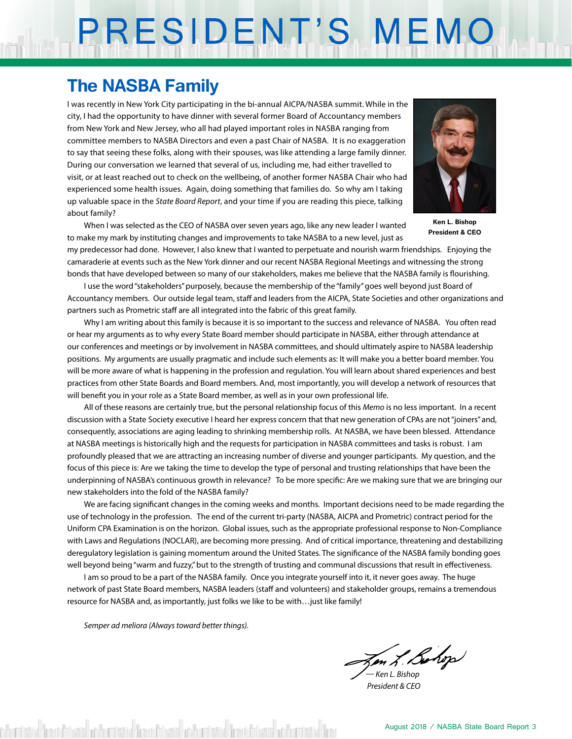# PRESIDENT'S MEMO

## The NASBA Family

I was recently in New York City participating in the bi-annual AICPA/NASBA summit. While in the city, I had the opportunity to have dinner with several former Board of Accountancy members from New York and New Jersey, who all had played important roles in NASBA ranging from committee members to NASBA Directors and even a past Chair of NASBA. It is no exaggeration to say that seeing these folks, along with their spouses, was like attending a large family dinner. During our conversation we learned that several of us, including me, had either travelled to visit, or at least reached out to check on the wellbeing, of another former NASBA Chair who had experienced some health issues. Again, doing something that families do. So why am I taking up valuable space in the *State Board Report*, and your time if you are reading this piece, talking about family?

**Ken L. Bishop**
**President & CEO**

When I was selected as the CEO of NASBA over seven years ago, like any new leader I wanted to make my mark by instituting changes and improvements to take NASBA to a new level, just as my predecessor had done. However, I also knew that I wanted to perpetuate and nourish warm friendships. Enjoying the camaraderie at events such as the New York dinner and our recent NASBA Regional Meetings and witnessing the strong bonds that have developed between so many of our stakeholders, makes me believe that the NASBA family is flourishing.

I use the word "stakeholders" purposely, because the membership of the "family" goes well beyond just Board of Accountancy members. Our outside legal team, staff and leaders from the AICPA, State Societies and other organizations and partners such as Prometric staff are all integrated into the fabric of this great family.

Why I am writing about this family is because it is so important to the success and relevance of NASBA. You often read or hear my arguments as to why every State Board member should participate in NASBA, either through attendance at our conferences and meetings or by involvement in NASBA committees, and should ultimately aspire to NASBA leadership positions. My arguments are usually pragmatic and include such elements as: It will make you a better board member. You will be more aware of what is happening in the profession and regulation. You will learn about shared experiences and best practices from other State Boards and Board members. And, most importantly, you will develop a network of resources that will benefit you in your role as a State Board member, as well as in your own professional life.

All of these reasons are certainly true, but the personal relationship focus of this *Memo* is no less important. In a recent discussion with a State Society executive I heard her express concern that that new generation of CPAs are not "joiners" and, consequently, associations are aging leading to shrinking membership rolls. At NASBA, we have been blessed. Attendance at NASBA meetings is historically high and the requests for participation in NASBA committees and tasks is robust. I am profoundly pleased that we are attracting an increasing number of diverse and younger participants. My question, and the focus of this piece is: Are we taking the time to develop the type of personal and trusting relationships that have been the underpinning of NASBA's continuous growth in relevance? To be more specific: Are we making sure that we are bringing our new stakeholders into the fold of the NASBA family?

We are facing significant changes in the coming weeks and months. Important decisions need to be made regarding the use of technology in the profession. The end of the current tri-party (NASBA, AICPA and Prometric) contract period for the Uniform CPA Examination is on the horizon. Global issues, such as the appropriate professional response to Non-Compliance with Laws and Regulations (NOCLAR), are becoming more pressing. And of critical importance, threatening and destabilizing deregulatory legislation is gaining momentum around the United States. The significance of the NASBA family bonding goes well beyond being "warm and fuzzy," but to the strength of trusting and communal discussions that result in effectiveness.

I am so proud to be a part of the NASBA family. Once you integrate yourself into it, it never goes away. The huge network of past State Board members, NASBA leaders (staff and volunteers) and stakeholder groups, remains a tremendous resource for NASBA and, as importantly, just folks we like to be with…just like family!

*Semper ad meliora (Always toward better things).*

*— Ken L. Bishop*
*President & CEO*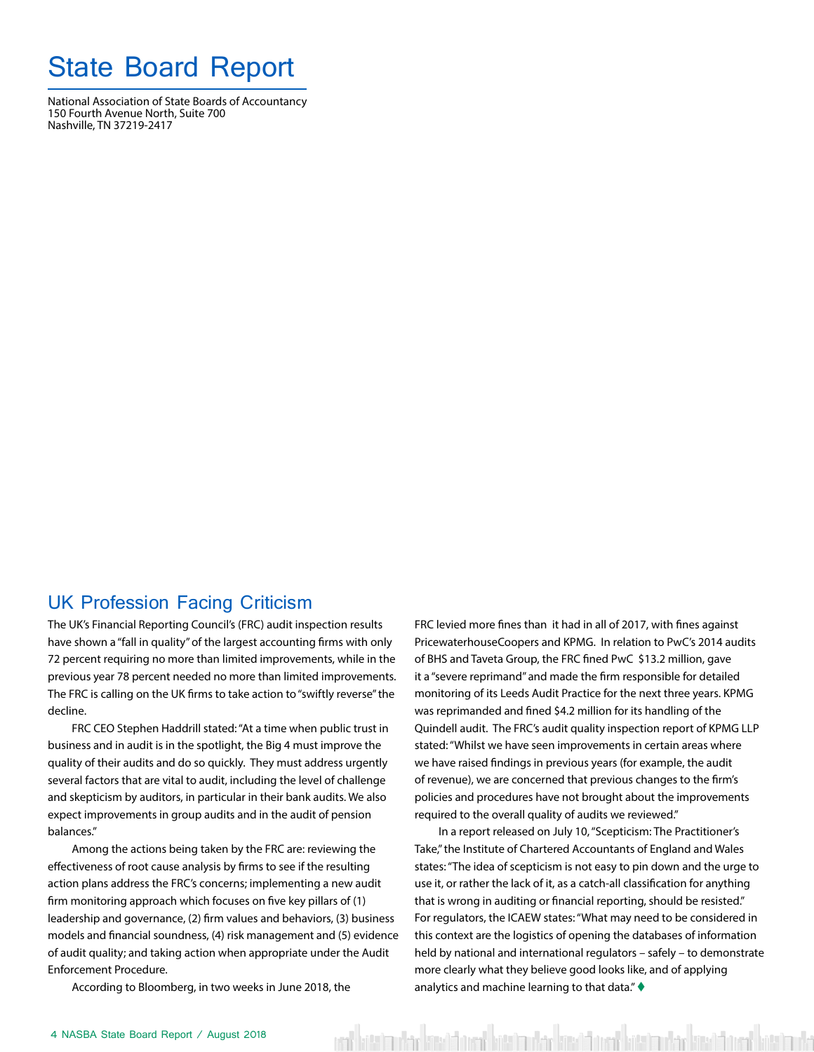# State Board Report

National Association of State Boards of Accountancy
150 Fourth Avenue North, Suite 700
Nashville, TN 37219-2417

## UK Profession Facing Criticism

The UK's Financial Reporting Council's (FRC) audit inspection results have shown a "fall in quality" of the largest accounting firms with only 72 percent requiring no more than limited improvements, while in the previous year 78 percent needed no more than limited improvements. The FRC is calling on the UK firms to take action to "swiftly reverse" the decline.

FRC CEO Stephen Haddrill stated: "At a time when public trust in business and in audit is in the spotlight, the Big 4 must improve the quality of their audits and do so quickly. They must address urgently several factors that are vital to audit, including the level of challenge and skepticism by auditors, in particular in their bank audits. We also expect improvements in group audits and in the audit of pension balances."

Among the actions being taken by the FRC are: reviewing the effectiveness of root cause analysis by firms to see if the resulting action plans address the FRC's concerns; implementing a new audit firm monitoring approach which focuses on five key pillars of (1) leadership and governance, (2) firm values and behaviors, (3) business models and financial soundness, (4) risk management and (5) evidence of audit quality; and taking action when appropriate under the Audit Enforcement Procedure.

According to Bloomberg, in two weeks in June 2018, the FRC levied more fines than it had in all of 2017, with fines against PricewaterhouseCoopers and KPMG. In relation to PwC's 2014 audits of BHS and Taveta Group, the FRC fined PwC $13.2 million, gave it a "severe reprimand" and made the firm responsible for detailed monitoring of its Leeds Audit Practice for the next three years. KPMG was reprimanded and fined $4.2 million for its handling of the Quindell audit. The FRC's audit quality inspection report of KPMG LLP stated: "Whilst we have seen improvements in certain areas where we have raised findings in previous years (for example, the audit of revenue), we are concerned that previous changes to the firm's policies and procedures have not brought about the improvements required to the overall quality of audits we reviewed."

In a report released on July 10, "Scepticism: The Practitioner's Take," the Institute of Chartered Accountants of England and Wales states: "The idea of scepticism is not easy to pin down and the urge to use it, or rather the lack of it, as a catch-all classification for anything that is wrong in auditing or financial reporting, should be resisted." For regulators, the ICAEW states: "What may need to be considered in this context are the logistics of opening the databases of information held by national and international regulators – safely – to demonstrate more clearly what they believe good looks like, and of applying analytics and machine learning to that data." ♦